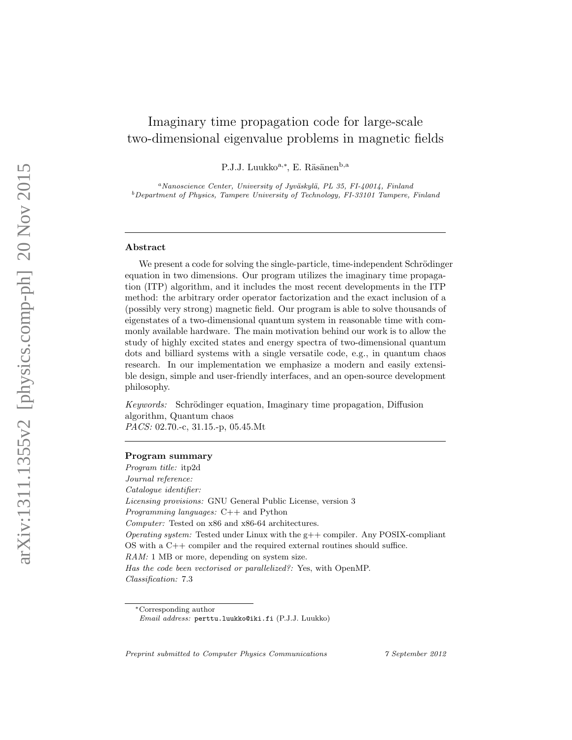# Imaginary time propagation code for large-scale two-dimensional eigenvalue problems in magnetic fields

P.J.J. Luukko[a,*], E. Räsänen[b,a]

[a] *Nanoscience Center, University of Jyväskylä, PL 35, FI-40014, Finland*
[b] *Department of Physics, Tampere University of Technology, FI-33101 Tampere, Finland*

---

## Abstract

We present a code for solving the single-particle, time-independent Schrödinger equation in two dimensions. Our program utilizes the imaginary time propagation (ITP) algorithm, and it includes the most recent developments in the ITP method: the arbitrary order operator factorization and the exact inclusion of a (possibly very strong) magnetic field. Our program is able to solve thousands of eigenstates of a two-dimensional quantum system in reasonable time with commonly available hardware. The main motivation behind our work is to allow the study of highly excited states and energy spectra of two-dimensional quantum dots and billiard systems with a single versatile code, e.g., in quantum chaos research. In our implementation we emphasize a modern and easily extensible design, simple and user-friendly interfaces, and an open-source development philosophy.

*Keywords:* Schrödinger equation, Imaginary time propagation, Diffusion algorithm, Quantum chaos
*PACS:* 02.70.-c, 31.15.-p, 05.45.Mt

---

### Program summary

*Program title:* itp2d
*Journal reference:*
*Catalogue identifier:*
*Licensing provisions:* GNU General Public License, version 3
*Programming languages:* C++ and Python
*Computer:* Tested on x86 and x86-64 architectures.
*Operating system:* Tested under Linux with the g++ compiler. Any POSIX-compliant OS with a C++ compiler and the required external routines should suffice.
*RAM:* 1 MB or more, depending on system size.
*Has the code been vectorised or parallelized?:* Yes, with OpenMP.
*Classification:* 7.3

---

*Corresponding author
*Email address:* perttu.luukko@iki.fi (P.J.J. Luukko)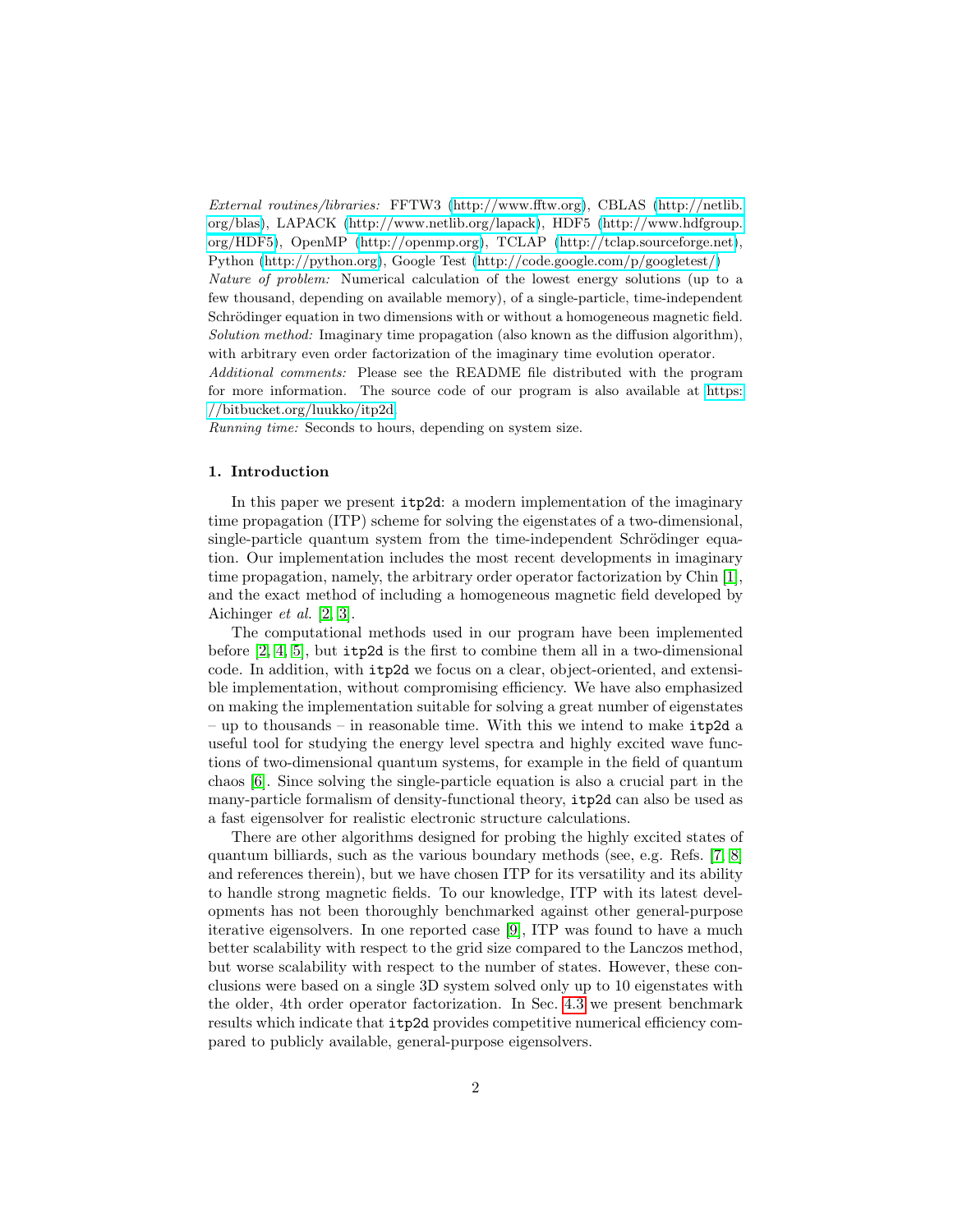*External routines/libraries:* FFTW3 (http://www.fftw.org), CBLAS (http://netlib.org/blas), LAPACK (http://www.netlib.org/lapack), HDF5 (http://www.hdfgroup.org/HDF5), OpenMP (http://openmp.org), TCLAP (http://tclap.sourceforge.net), Python (http://python.org), Google Test (http://code.google.com/p/googletest/)
*Nature of problem:* Numerical calculation of the lowest energy solutions (up to a few thousand, depending on available memory), of a single-particle, time-independent Schrödinger equation in two dimensions with or without a homogeneous magnetic field.
*Solution method:* Imaginary time propagation (also known as the diffusion algorithm), with arbitrary even order factorization of the imaginary time evolution operator.
*Additional comments:* Please see the README file distributed with the program for more information. The source code of our program is also available at https://bitbucket.org/luukko/itp2d.
*Running time:* Seconds to hours, depending on system size.

## 1. Introduction

In this paper we present `itp2d`: a modern implementation of the imaginary time propagation (ITP) scheme for solving the eigenstates of a two-dimensional, single-particle quantum system from the time-independent Schrödinger equation. Our implementation includes the most recent developments in imaginary time propagation, namely, the arbitrary order operator factorization by Chin [1], and the exact method of including a homogeneous magnetic field developed by Aichinger *et al.* [2, 3].

The computational methods used in our program have been implemented before [2, 4, 5], but `itp2d` is the first to combine them all in a two-dimensional code. In addition, with `itp2d` we focus on a clear, object-oriented, and extensible implementation, without compromising efficiency. We have also emphasized on making the implementation suitable for solving a great number of eigenstates – up to thousands – in reasonable time. With this we intend to make `itp2d` a useful tool for studying the energy level spectra and highly excited wave functions of two-dimensional quantum systems, for example in the field of quantum chaos [6]. Since solving the single-particle equation is also a crucial part in the many-particle formalism of density-functional theory, `itp2d` can also be used as a fast eigensolver for realistic electronic structure calculations.

There are other algorithms designed for probing the highly excited states of quantum billiards, such as the various boundary methods (see, e.g. Refs. [7, 8] and references therein), but we have chosen ITP for its versatility and its ability to handle strong magnetic fields. To our knowledge, ITP with its latest developments has not been thoroughly benchmarked against other general-purpose iterative eigensolvers. In one reported case [9], ITP was found to have a much better scalability with respect to the grid size compared to the Lanczos method, but worse scalability with respect to the number of states. However, these conclusions were based on a single 3D system solved only up to 10 eigenstates with the older, 4th order operator factorization. In Sec. 4.3 we present benchmark results which indicate that `itp2d` provides competitive numerical efficiency compared to publicly available, general-purpose eigensolvers.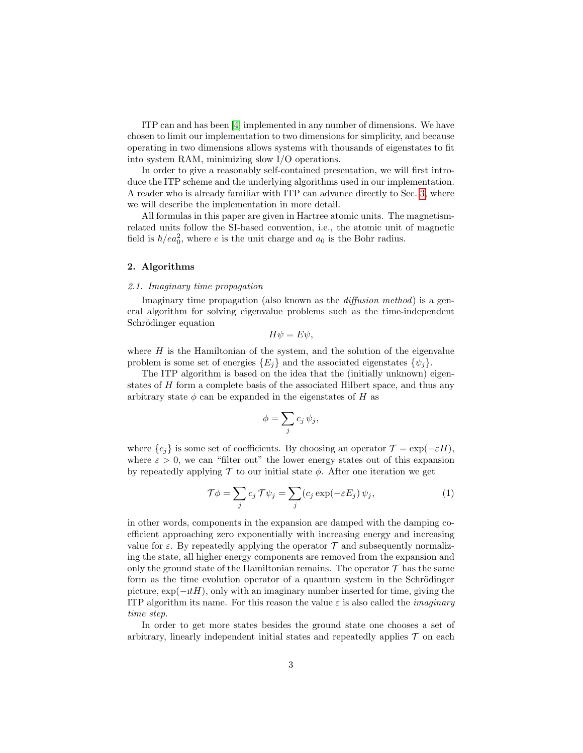ITP can and has been [4] implemented in any number of dimensions. We have chosen to limit our implementation to two dimensions for simplicity, and because operating in two dimensions allows systems with thousands of eigenstates to fit into system RAM, minimizing slow I/O operations.

In order to give a reasonably self-contained presentation, we will first introduce the ITP scheme and the underlying algorithms used in our implementation. A reader who is already familiar with ITP can advance directly to Sec. 3, where we will describe the implementation in more detail.

All formulas in this paper are given in Hartree atomic units. The magnetism-related units follow the SI-based convention, i.e., the atomic unit of magnetic field is $\hbar/ea_0^2$, where $e$ is the unit charge and $a_0$ is the Bohr radius.

## 2. Algorithms

### 2.1. Imaginary time propagation

Imaginary time propagation (also known as the *diffusion method*) is a general algorithm for solving eigenvalue problems such as the time-independent Schrödinger equation

$$H\psi = E\psi,$$

where $H$ is the Hamiltonian of the system, and the solution of the eigenvalue problem is some set of energies $\{E_j\}$ and the associated eigenstates $\{\psi_j\}$.

The ITP algorithm is based on the idea that the (initially unknown) eigenstates of $H$ form a complete basis of the associated Hilbert space, and thus any arbitrary state $\phi$ can be expanded in the eigenstates of $H$ as

$$\phi = \sum_j c_j \, \psi_j,$$

where $\{c_j\}$ is some set of coefficients. By choosing an operator $\mathcal{T} = \exp(-\varepsilon H)$, where $\varepsilon > 0$, we can "filter out" the lower energy states out of this expansion by repeatedly applying $\mathcal{T}$ to our initial state $\phi$. After one iteration we get

$$\mathcal{T}\phi = \sum_j c_j \, \mathcal{T}\psi_j = \sum_j (c_j \exp(-\varepsilon E_j) \, \psi_j, \tag{1}$$

in other words, components in the expansion are damped with the damping coefficient approaching zero exponentially with increasing energy and increasing value for $\varepsilon$. By repeatedly applying the operator $\mathcal{T}$ and subsequently normalizing the state, all higher energy components are removed from the expansion and only the ground state of the Hamiltonian remains. The operator $\mathcal{T}$ has the same form as the time evolution operator of a quantum system in the Schrödinger picture, $\exp(-\imath tH)$, only with an imaginary number inserted for time, giving the ITP algorithm its name. For this reason the value $\varepsilon$ is also called the *imaginary time step*.

In order to get more states besides the ground state one chooses a set of arbitrary, linearly independent initial states and repeatedly applies $\mathcal{T}$ on each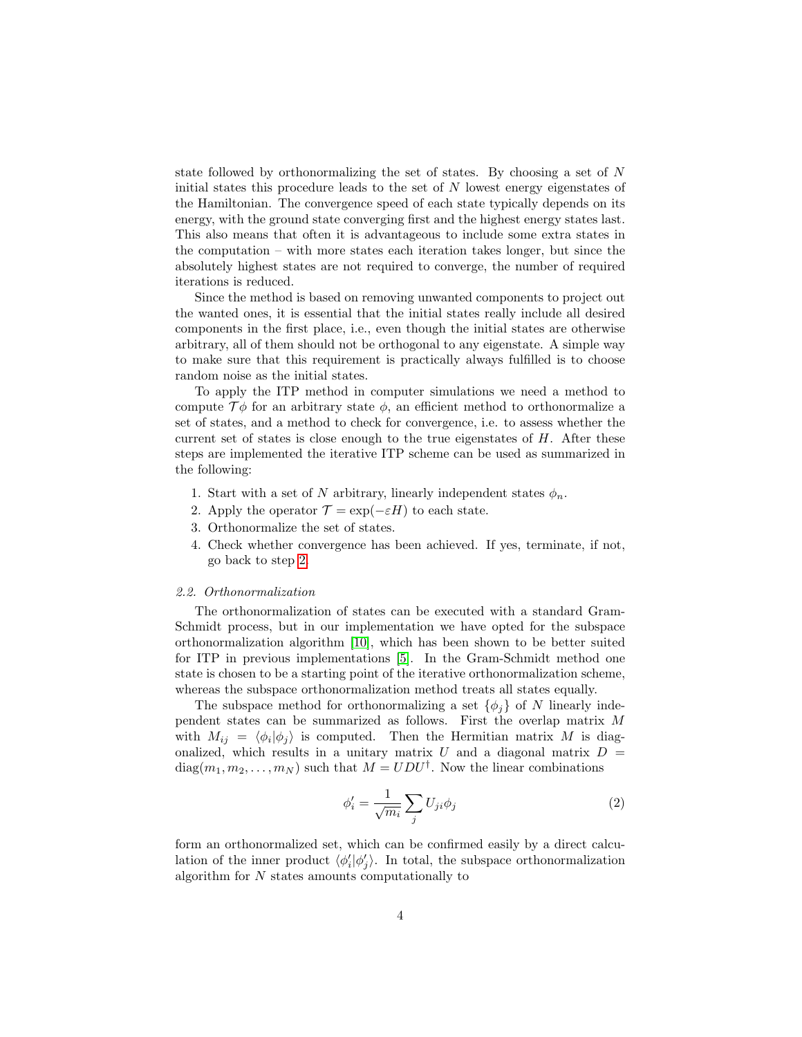state followed by orthonormalizing the set of states. By choosing a set of $N$ initial states this procedure leads to the set of $N$ lowest energy eigenstates of the Hamiltonian. The convergence speed of each state typically depends on its energy, with the ground state converging first and the highest energy states last. This also means that often it is advantageous to include some extra states in the computation – with more states each iteration takes longer, but since the absolutely highest states are not required to converge, the number of required iterations is reduced.

Since the method is based on removing unwanted components to project out the wanted ones, it is essential that the initial states really include all desired components in the first place, i.e., even though the initial states are otherwise arbitrary, all of them should not be orthogonal to any eigenstate. A simple way to make sure that this requirement is practically always fulfilled is to choose random noise as the initial states.

To apply the ITP method in computer simulations we need a method to compute $\mathcal{T}\phi$ for an arbitrary state $\phi$, an efficient method to orthonormalize a set of states, and a method to check for convergence, i.e. to assess whether the current set of states is close enough to the true eigenstates of $H$. After these steps are implemented the iterative ITP scheme can be used as summarized in the following:

1. Start with a set of $N$ arbitrary, linearly independent states $\phi_n$.
2. Apply the operator $\mathcal{T} = \exp(-\varepsilon H)$ to each state.
3. Orthonormalize the set of states.
4. Check whether convergence has been achieved. If yes, terminate, if not, go back to step 2.

### 2.2. Orthonormalization

The orthonormalization of states can be executed with a standard Gram-Schmidt process, but in our implementation we have opted for the subspace orthonormalization algorithm [10], which has been shown to be better suited for ITP in previous implementations [5]. In the Gram-Schmidt method one state is chosen to be a starting point of the iterative orthonormalization scheme, whereas the subspace orthonormalization method treats all states equally.

The subspace method for orthonormalizing a set $\{\phi_j\}$ of $N$ linearly independent states can be summarized as follows. First the overlap matrix $M$ with $M_{ij} = \langle \phi_i | \phi_j \rangle$ is computed. Then the Hermitian matrix $M$ is diagonalized, which results in a unitary matrix $U$ and a diagonal matrix $D = \mathrm{diag}(m_1, m_2, \ldots, m_N)$ such that $M = UDU^\dagger$. Now the linear combinations

$$\phi_i' = \frac{1}{\sqrt{m_i}} \sum_j U_{ji} \phi_j \tag{2}$$

form an orthonormalized set, which can be confirmed easily by a direct calculation of the inner product $\langle \phi_i' | \phi_j' \rangle$. In total, the subspace orthonormalization algorithm for $N$ states amounts computationally to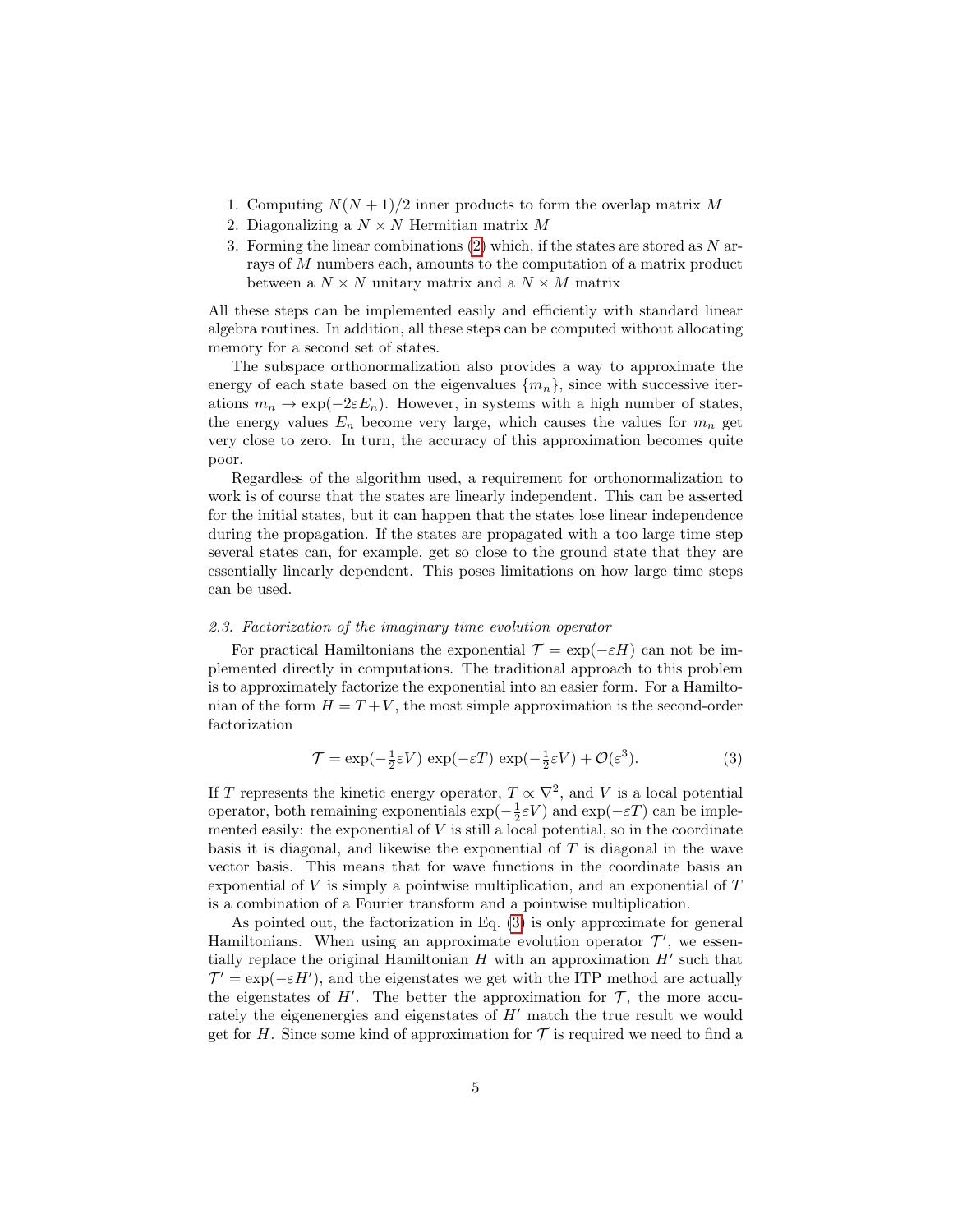1. Computing $N(N+1)/2$ inner products to form the overlap matrix $M$
2. Diagonalizing a $N \times N$ Hermitian matrix $M$
3. Forming the linear combinations (2) which, if the states are stored as $N$ arrays of $M$ numbers each, amounts to the computation of a matrix product between a $N \times N$ unitary matrix and a $N \times M$ matrix

All these steps can be implemented easily and efficiently with standard linear algebra routines. In addition, all these steps can be computed without allocating memory for a second set of states.

The subspace orthonormalization also provides a way to approximate the energy of each state based on the eigenvalues $\{m_n\}$, since with successive iterations $m_n \to \exp(-2\varepsilon E_n)$. However, in systems with a high number of states, the energy values $E_n$ become very large, which causes the values for $m_n$ get very close to zero. In turn, the accuracy of this approximation becomes quite poor.

Regardless of the algorithm used, a requirement for orthonormalization to work is of course that the states are linearly independent. This can be asserted for the initial states, but it can happen that the states lose linear independence during the propagation. If the states are propagated with a too large time step several states can, for example, get so close to the ground state that they are essentially linearly dependent. This poses limitations on how large time steps can be used.

### *2.3. Factorization of the imaginary time evolution operator*

For practical Hamiltonians the exponential $\mathcal{T} = \exp(-\varepsilon H)$ can not be implemented directly in computations. The traditional approach to this problem is to approximately factorize the exponential into an easier form. For a Hamiltonian of the form $H = T + V$, the most simple approximation is the second-order factorization

$$\mathcal{T} = \exp(-\tfrac{1}{2}\varepsilon V)\,\exp(-\varepsilon T)\,\exp(-\tfrac{1}{2}\varepsilon V) + \mathcal{O}(\varepsilon^3). \tag{3}$$

If $T$ represents the kinetic energy operator, $T \propto \nabla^2$, and $V$ is a local potential operator, both remaining exponentials $\exp(-\frac{1}{2}\varepsilon V)$ and $\exp(-\varepsilon T)$ can be implemented easily: the exponential of $V$ is still a local potential, so in the coordinate basis it is diagonal, and likewise the exponential of $T$ is diagonal in the wave vector basis. This means that for wave functions in the coordinate basis an exponential of $V$ is simply a pointwise multiplication, and an exponential of $T$ is a combination of a Fourier transform and a pointwise multiplication.

As pointed out, the factorization in Eq. (3) is only approximate for general Hamiltonians. When using an approximate evolution operator $\mathcal{T}'$, we essentially replace the original Hamiltonian $H$ with an approximation $H'$ such that $\mathcal{T}' = \exp(-\varepsilon H')$, and the eigenstates we get with the ITP method are actually the eigenstates of $H'$. The better the approximation for $\mathcal{T}$, the more accurately the eigenenergies and eigenstates of $H'$ match the true result we would get for $H$. Since some kind of approximation for $\mathcal{T}$ is required we need to find a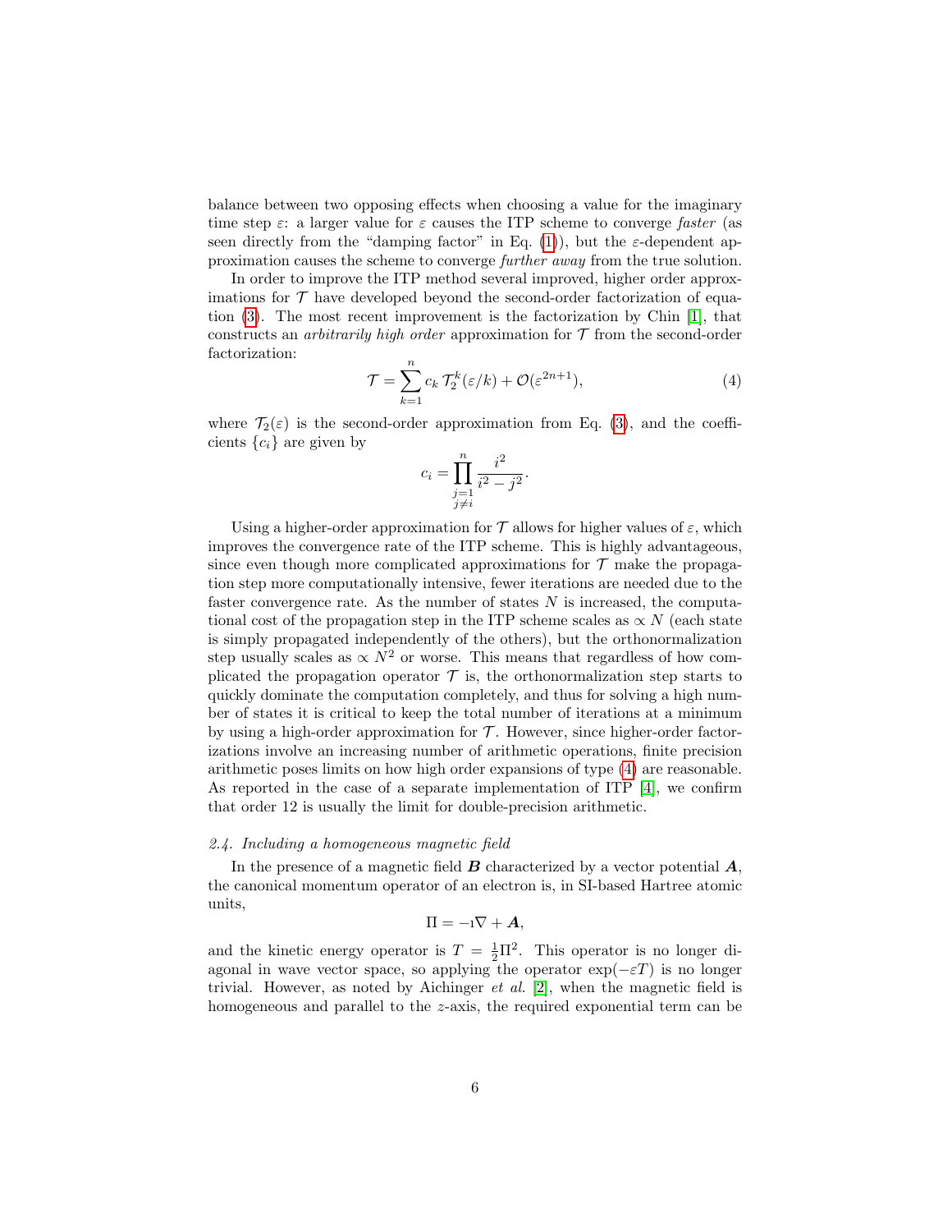balance between two opposing effects when choosing a value for the imaginary time step $\varepsilon$: a larger value for $\varepsilon$ causes the ITP scheme to converge *faster* (as seen directly from the "damping factor" in Eq. (1)), but the $\varepsilon$-dependent approximation causes the scheme to converge *further away* from the true solution.

In order to improve the ITP method several improved, higher order approximations for $\mathcal{T}$ have developed beyond the second-order factorization of equation (3). The most recent improvement is the factorization by Chin [1], that constructs an *arbitrarily high order* approximation for $\mathcal{T}$ from the second-order factorization:

$$\mathcal{T} = \sum_{k=1}^{n} c_k \, \mathcal{T}_2^k(\varepsilon/k) + \mathcal{O}(\varepsilon^{2n+1}), \tag{4}$$

where $\mathcal{T}_2(\varepsilon)$ is the second-order approximation from Eq. (3), and the coefficients $\{c_i\}$ are given by

$$c_i = \prod_{\substack{j=1 \\ j \neq i}}^{n} \frac{i^2}{i^2 - j^2}.$$

Using a higher-order approximation for $\mathcal{T}$ allows for higher values of $\varepsilon$, which improves the convergence rate of the ITP scheme. This is highly advantageous, since even though more complicated approximations for $\mathcal{T}$ make the propagation step more computationally intensive, fewer iterations are needed due to the faster convergence rate. As the number of states $N$ is increased, the computational cost of the propagation step in the ITP scheme scales as $\propto N$ (each state is simply propagated independently of the others), but the orthonormalization step usually scales as $\propto N^2$ or worse. This means that regardless of how complicated the propagation operator $\mathcal{T}$ is, the orthonormalization step starts to quickly dominate the computation completely, and thus for solving a high number of states it is critical to keep the total number of iterations at a minimum by using a high-order approximation for $\mathcal{T}$. However, since higher-order factorizations involve an increasing number of arithmetic operations, finite precision arithmetic poses limits on how high order expansions of type (4) are reasonable. As reported in the case of a separate implementation of ITP [4], we confirm that order 12 is usually the limit for double-precision arithmetic.

### *2.4. Including a homogeneous magnetic field*

In the presence of a magnetic field $\boldsymbol{B}$ characterized by a vector potential $\boldsymbol{A}$, the canonical momentum operator of an electron is, in SI-based Hartree atomic units,

$$\Pi = -\imath \nabla + \boldsymbol{A},$$

and the kinetic energy operator is $T = \frac{1}{2}\Pi^2$. This operator is no longer diagonal in wave vector space, so applying the operator $\exp(-\varepsilon T)$ is no longer trivial. However, as noted by Aichinger *et al.* [2], when the magnetic field is homogeneous and parallel to the $z$-axis, the required exponential term can be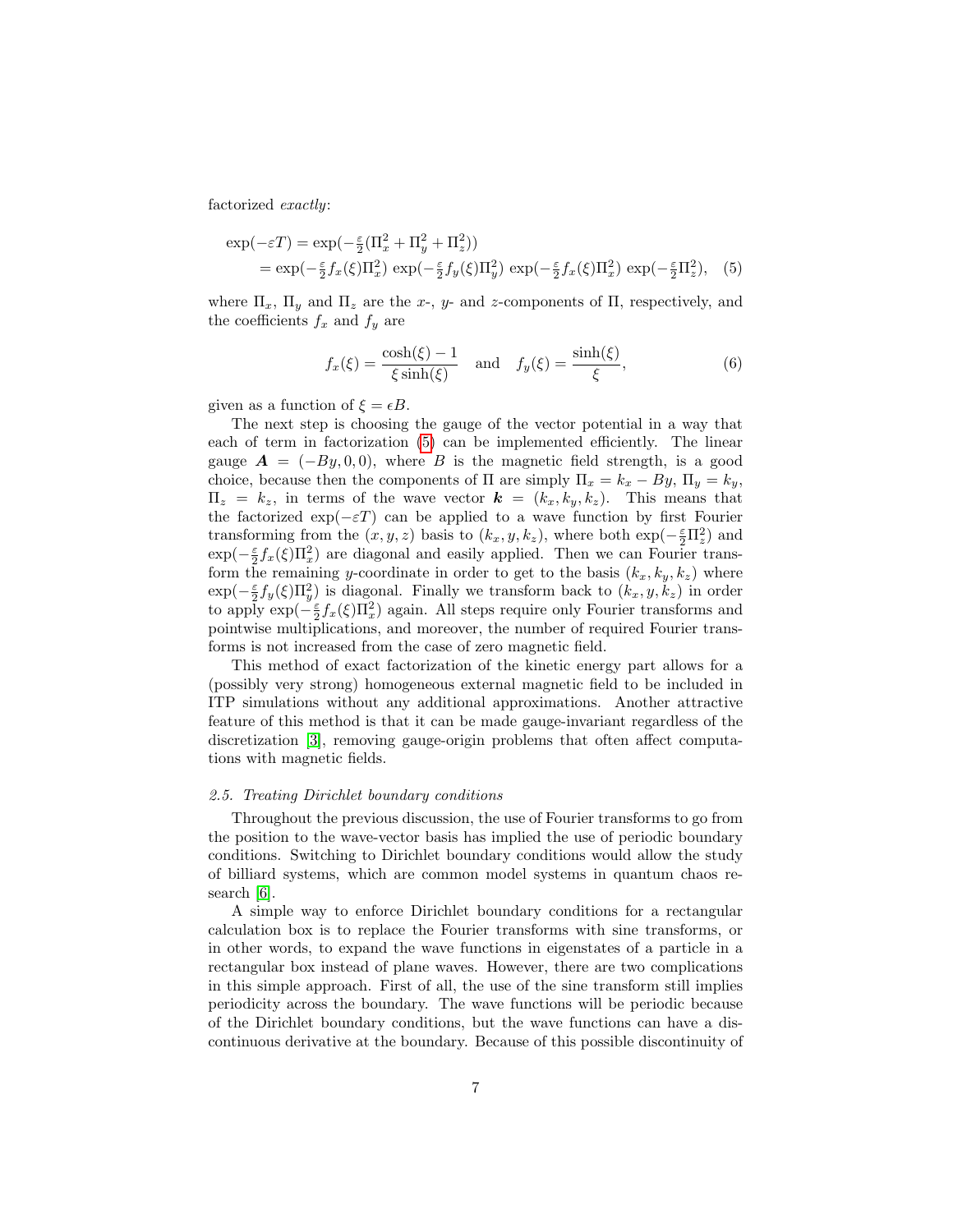factorized *exactly*:

$$
\begin{aligned}
\exp(-\varepsilon T) &= \exp(-\tfrac{\varepsilon}{2}(\Pi_x^2 + \Pi_y^2 + \Pi_z^2)) \\
&= \exp(-\tfrac{\varepsilon}{2} f_x(\xi)\Pi_x^2)\, \exp(-\tfrac{\varepsilon}{2} f_y(\xi)\Pi_y^2)\, \exp(-\tfrac{\varepsilon}{2} f_x(\xi)\Pi_x^2)\, \exp(-\tfrac{\varepsilon}{2}\Pi_z^2),
\end{aligned}
\quad (5)
$$

where $\Pi_x$, $\Pi_y$ and $\Pi_z$ are the $x$-, $y$- and $z$-components of $\Pi$, respectively, and the coefficients $f_x$ and $f_y$ are

$$
f_x(\xi) = \frac{\cosh(\xi) - 1}{\xi \sinh(\xi)} \quad \text{and} \quad f_y(\xi) = \frac{\sinh(\xi)}{\xi}, \quad (6)
$$

given as a function of $\xi = \epsilon B$.

The next step is choosing the gauge of the vector potential in a way that each of term in factorization (5) can be implemented efficiently. The linear gauge $\boldsymbol{A} = (-By, 0, 0)$, where $B$ is the magnetic field strength, is a good choice, because then the components of $\Pi$ are simply $\Pi_x = k_x - By$, $\Pi_y = k_y$, $\Pi_z = k_z$, in terms of the wave vector $\boldsymbol{k} = (k_x, k_y, k_z)$. This means that the factorized $\exp(-\varepsilon T)$ can be applied to a wave function by first Fourier transforming from the $(x, y, z)$ basis to $(k_x, y, k_z)$, where both $\exp(-\frac{\varepsilon}{2}\Pi_z^2)$ and $\exp(-\frac{\varepsilon}{2} f_x(\xi)\Pi_x^2)$ are diagonal and easily applied. Then we can Fourier transform the remaining $y$-coordinate in order to get to the basis $(k_x, k_y, k_z)$ where $\exp(-\frac{\varepsilon}{2} f_y(\xi)\Pi_y^2)$ is diagonal. Finally we transform back to $(k_x, y, k_z)$ in order to apply $\exp(-\frac{\varepsilon}{2} f_x(\xi)\Pi_x^2)$ again. All steps require only Fourier transforms and pointwise multiplications, and moreover, the number of required Fourier transforms is not increased from the case of zero magnetic field.

This method of exact factorization of the kinetic energy part allows for a (possibly very strong) homogeneous external magnetic field to be included in ITP simulations without any additional approximations. Another attractive feature of this method is that it can be made gauge-invariant regardless of the discretization [3], removing gauge-origin problems that often affect computations with magnetic fields.

### *2.5. Treating Dirichlet boundary conditions*

Throughout the previous discussion, the use of Fourier transforms to go from the position to the wave-vector basis has implied the use of periodic boundary conditions. Switching to Dirichlet boundary conditions would allow the study of billiard systems, which are common model systems in quantum chaos research [6].

A simple way to enforce Dirichlet boundary conditions for a rectangular calculation box is to replace the Fourier transforms with sine transforms, or in other words, to expand the wave functions in eigenstates of a particle in a rectangular box instead of plane waves. However, there are two complications in this simple approach. First of all, the use of the sine transform still implies periodicity across the boundary. The wave functions will be periodic because of the Dirichlet boundary conditions, but the wave functions can have a discontinuous derivative at the boundary. Because of this possible discontinuity of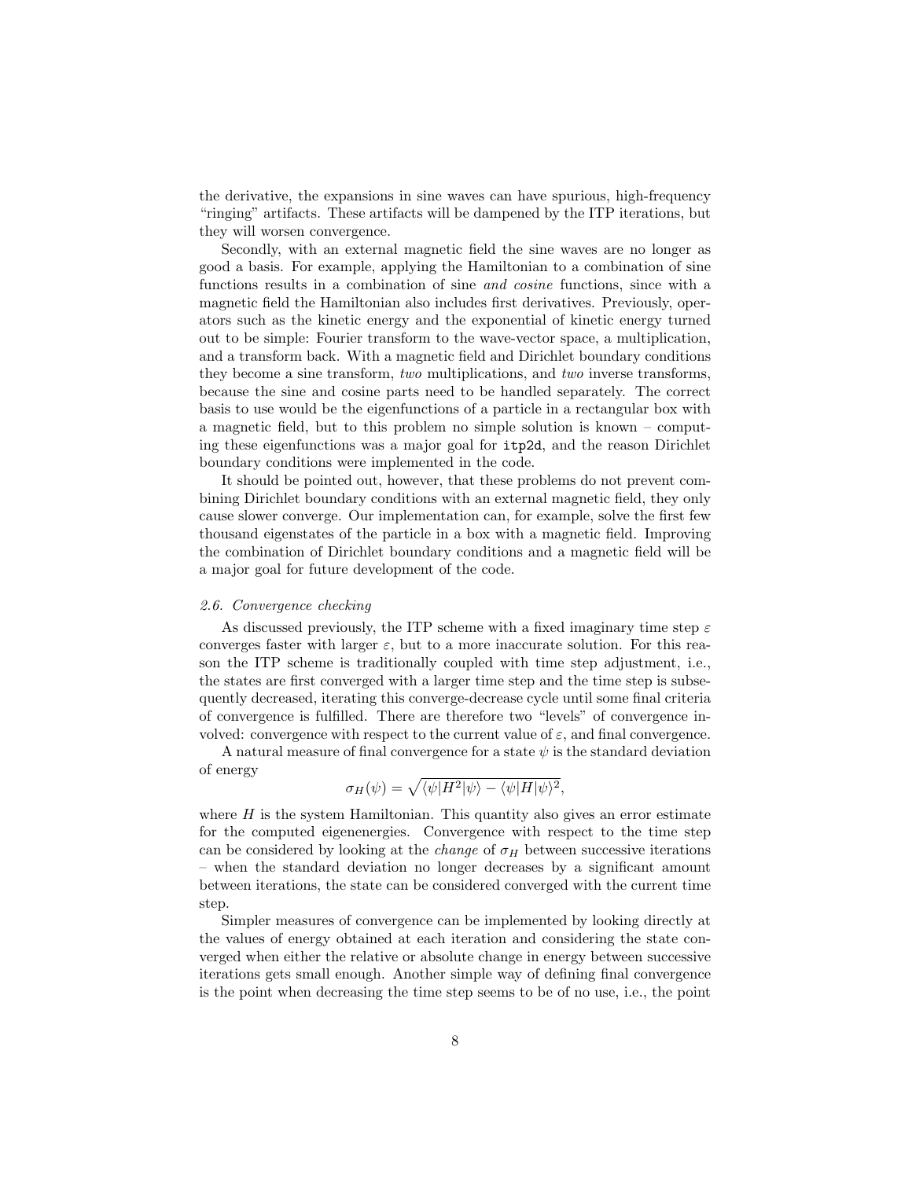the derivative, the expansions in sine waves can have spurious, high-frequency "ringing" artifacts. These artifacts will be dampened by the ITP iterations, but they will worsen convergence.

Secondly, with an external magnetic field the sine waves are no longer as good a basis. For example, applying the Hamiltonian to a combination of sine functions results in a combination of sine *and cosine* functions, since with a magnetic field the Hamiltonian also includes first derivatives. Previously, operators such as the kinetic energy and the exponential of kinetic energy turned out to be simple: Fourier transform to the wave-vector space, a multiplication, and a transform back. With a magnetic field and Dirichlet boundary conditions they become a sine transform, *two* multiplications, and *two* inverse transforms, because the sine and cosine parts need to be handled separately. The correct basis to use would be the eigenfunctions of a particle in a rectangular box with a magnetic field, but to this problem no simple solution is known – computing these eigenfunctions was a major goal for `itp2d`, and the reason Dirichlet boundary conditions were implemented in the code.

It should be pointed out, however, that these problems do not prevent combining Dirichlet boundary conditions with an external magnetic field, they only cause slower converge. Our implementation can, for example, solve the first few thousand eigenstates of the particle in a box with a magnetic field. Improving the combination of Dirichlet boundary conditions and a magnetic field will be a major goal for future development of the code.

### *2.6. Convergence checking*

As discussed previously, the ITP scheme with a fixed imaginary time step $\varepsilon$ converges faster with larger $\varepsilon$, but to a more inaccurate solution. For this reason the ITP scheme is traditionally coupled with time step adjustment, i.e., the states are first converged with a larger time step and the time step is subsequently decreased, iterating this converge-decrease cycle until some final criteria of convergence is fulfilled. There are therefore two "levels" of convergence involved: convergence with respect to the current value of $\varepsilon$, and final convergence.

A natural measure of final convergence for a state $\psi$ is the standard deviation of energy

$$\sigma_H(\psi) = \sqrt{\langle\psi|H^2|\psi\rangle - \langle\psi|H|\psi\rangle^2},$$

where $H$ is the system Hamiltonian. This quantity also gives an error estimate for the computed eigenenergies. Convergence with respect to the time step can be considered by looking at the *change* of $\sigma_H$ between successive iterations – when the standard deviation no longer decreases by a significant amount between iterations, the state can be considered converged with the current time step.

Simpler measures of convergence can be implemented by looking directly at the values of energy obtained at each iteration and considering the state converged when either the relative or absolute change in energy between successive iterations gets small enough. Another simple way of defining final convergence is the point when decreasing the time step seems to be of no use, i.e., the point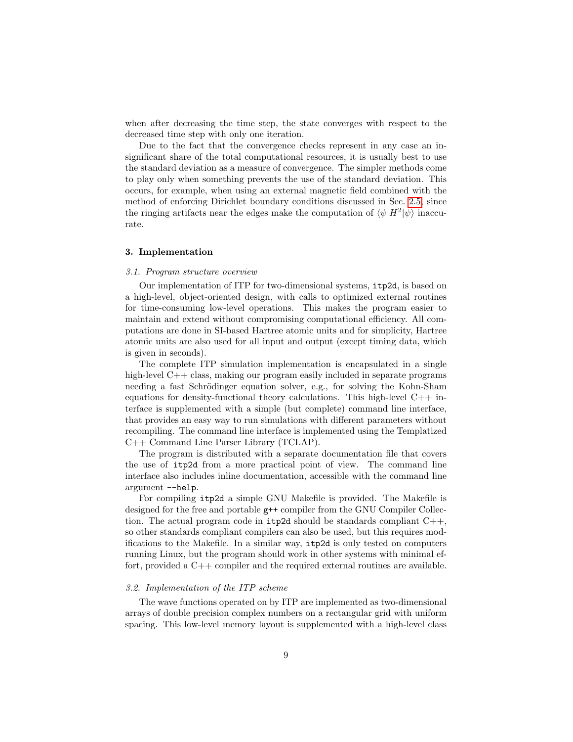when after decreasing the time step, the state converges with respect to the decreased time step with only one iteration.

Due to the fact that the convergence checks represent in any case an insignificant share of the total computational resources, it is usually best to use the standard deviation as a measure of convergence. The simpler methods come to play only when something prevents the use of the standard deviation. This occurs, for example, when using an external magnetic field combined with the method of enforcing Dirichlet boundary conditions discussed in Sec. 2.5, since the ringing artifacts near the edges make the computation of $\langle\psi|H^2|\psi\rangle$ inaccurate.

## 3. Implementation

### *3.1. Program structure overview*

Our implementation of ITP for two-dimensional systems, `itp2d`, is based on a high-level, object-oriented design, with calls to optimized external routines for time-consuming low-level operations. This makes the program easier to maintain and extend without compromising computational efficiency. All computations are done in SI-based Hartree atomic units and for simplicity, Hartree atomic units are also used for all input and output (except timing data, which is given in seconds).

The complete ITP simulation implementation is encapsulated in a single high-level C++ class, making our program easily included in separate programs needing a fast Schrödinger equation solver, e.g., for solving the Kohn-Sham equations for density-functional theory calculations. This high-level C++ interface is supplemented with a simple (but complete) command line interface, that provides an easy way to run simulations with different parameters without recompiling. The command line interface is implemented using the Templatized C++ Command Line Parser Library (TCLAP).

The program is distributed with a separate documentation file that covers the use of `itp2d` from a more practical point of view. The command line interface also includes inline documentation, accessible with the command line argument `--help`.

For compiling `itp2d` a simple GNU Makefile is provided. The Makefile is designed for the free and portable `g++` compiler from the GNU Compiler Collection. The actual program code in `itp2d` should be standards compliant C++, so other standards compliant compilers can also be used, but this requires modifications to the Makefile. In a similar way, `itp2d` is only tested on computers running Linux, but the program should work in other systems with minimal effort, provided a C++ compiler and the required external routines are available.

### *3.2. Implementation of the ITP scheme*

The wave functions operated on by ITP are implemented as two-dimensional arrays of double precision complex numbers on a rectangular grid with uniform spacing. This low-level memory layout is supplemented with a high-level class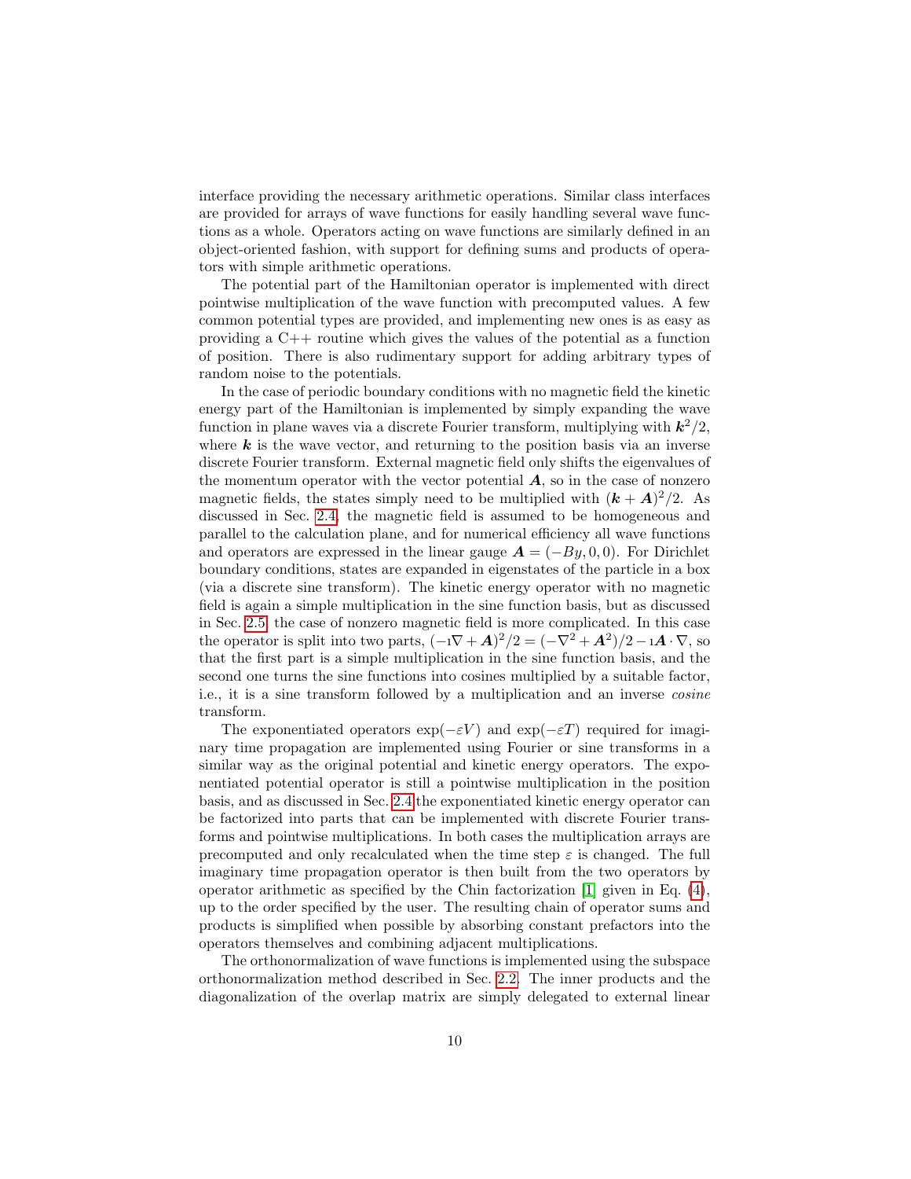interface providing the necessary arithmetic operations. Similar class interfaces are provided for arrays of wave functions for easily handling several wave functions as a whole. Operators acting on wave functions are similarly defined in an object-oriented fashion, with support for defining sums and products of operators with simple arithmetic operations.

The potential part of the Hamiltonian operator is implemented with direct pointwise multiplication of the wave function with precomputed values. A few common potential types are provided, and implementing new ones is as easy as providing a C++ routine which gives the values of the potential as a function of position. There is also rudimentary support for adding arbitrary types of random noise to the potentials.

In the case of periodic boundary conditions with no magnetic field the kinetic energy part of the Hamiltonian is implemented by simply expanding the wave function in plane waves via a discrete Fourier transform, multiplying with $\boldsymbol{k}^2/2$, where $\boldsymbol{k}$ is the wave vector, and returning to the position basis via an inverse discrete Fourier transform. External magnetic field only shifts the eigenvalues of the momentum operator with the vector potential $\boldsymbol{A}$, so in the case of nonzero magnetic fields, the states simply need to be multiplied with $(\boldsymbol{k}+\boldsymbol{A})^2/2$. As discussed in Sec. 2.4, the magnetic field is assumed to be homogeneous and parallel to the calculation plane, and for numerical efficiency all wave functions and operators are expressed in the linear gauge $\boldsymbol{A} = (-By, 0, 0)$. For Dirichlet boundary conditions, states are expanded in eigenstates of the particle in a box (via a discrete sine transform). The kinetic energy operator with no magnetic field is again a simple multiplication in the sine function basis, but as discussed in Sec. 2.5, the case of nonzero magnetic field is more complicated. In this case the operator is split into two parts, $(-\imath\nabla + \boldsymbol{A})^2/2 = (-\nabla^2 + \boldsymbol{A}^2)/2 - \imath\boldsymbol{A}\cdot\nabla$, so that the first part is a simple multiplication in the sine function basis, and the second one turns the sine functions into cosines multiplied by a suitable factor, i.e., it is a sine transform followed by a multiplication and an inverse *cosine* transform.

The exponentiated operators $\exp(-\varepsilon V)$ and $\exp(-\varepsilon T)$ required for imaginary time propagation are implemented using Fourier or sine transforms in a similar way as the original potential and kinetic energy operators. The exponentiated potential operator is still a pointwise multiplication in the position basis, and as discussed in Sec. 2.4 the exponentiated kinetic energy operator can be factorized into parts that can be implemented with discrete Fourier transforms and pointwise multiplications. In both cases the multiplication arrays are precomputed and only recalculated when the time step $\varepsilon$ is changed. The full imaginary time propagation operator is then built from the two operators by operator arithmetic as specified by the Chin factorization [1] given in Eq. (4), up to the order specified by the user. The resulting chain of operator sums and products is simplified when possible by absorbing constant prefactors into the operators themselves and combining adjacent multiplications.

The orthonormalization of wave functions is implemented using the subspace orthonormalization method described in Sec. 2.2. The inner products and the diagonalization of the overlap matrix are simply delegated to external linear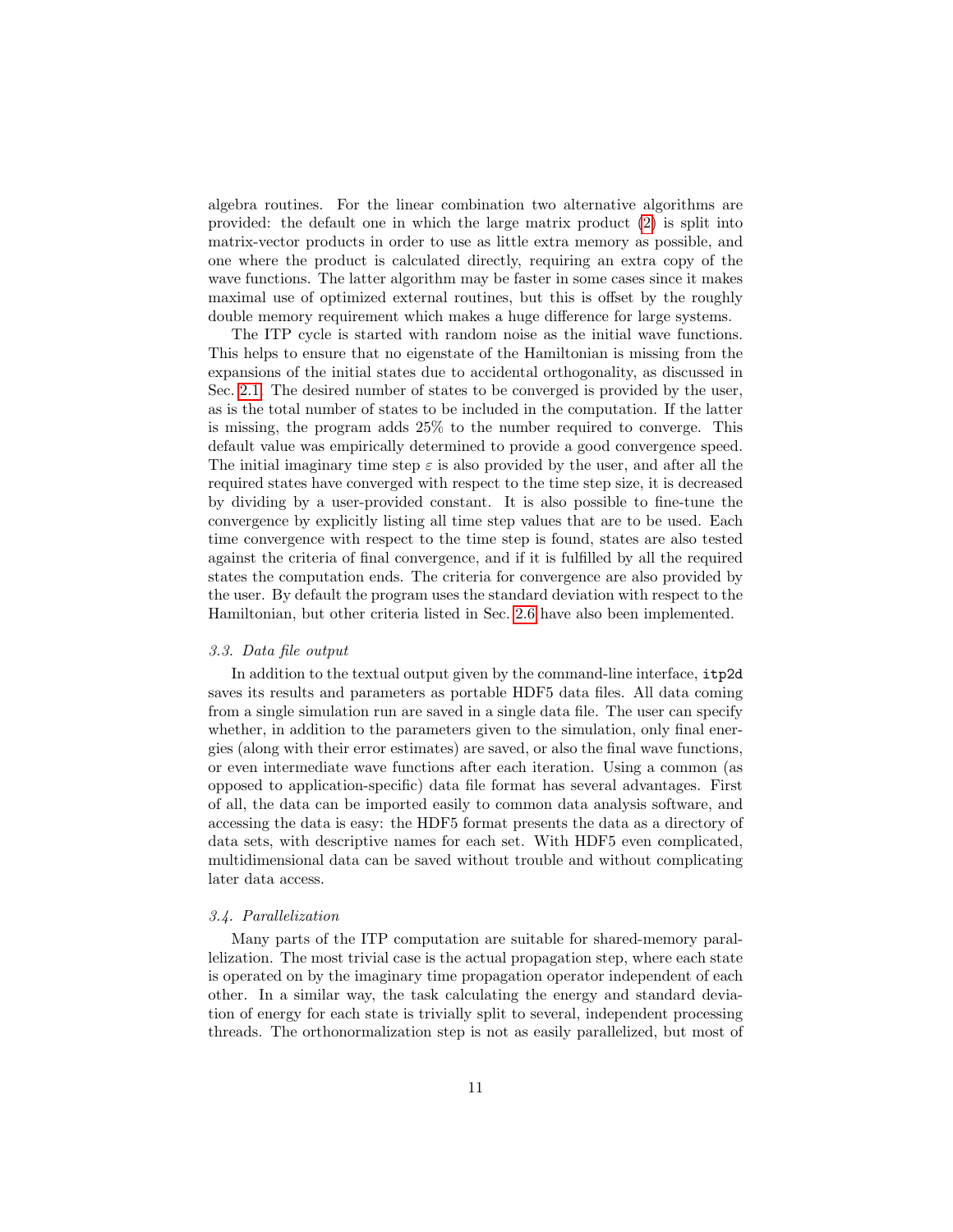algebra routines. For the linear combination two alternative algorithms are provided: the default one in which the large matrix product (2) is split into matrix-vector products in order to use as little extra memory as possible, and one where the product is calculated directly, requiring an extra copy of the wave functions. The latter algorithm may be faster in some cases since it makes maximal use of optimized external routines, but this is offset by the roughly double memory requirement which makes a huge difference for large systems.

The ITP cycle is started with random noise as the initial wave functions. This helps to ensure that no eigenstate of the Hamiltonian is missing from the expansions of the initial states due to accidental orthogonality, as discussed in Sec. 2.1. The desired number of states to be converged is provided by the user, as is the total number of states to be included in the computation. If the latter is missing, the program adds 25% to the number required to converge. This default value was empirically determined to provide a good convergence speed. The initial imaginary time step $\varepsilon$ is also provided by the user, and after all the required states have converged with respect to the time step size, it is decreased by dividing by a user-provided constant. It is also possible to fine-tune the convergence by explicitly listing all time step values that are to be used. Each time convergence with respect to the time step is found, states are also tested against the criteria of final convergence, and if it is fulfilled by all the required states the computation ends. The criteria for convergence are also provided by the user. By default the program uses the standard deviation with respect to the Hamiltonian, but other criteria listed in Sec. 2.6 have also been implemented.

### *3.3. Data file output*

In addition to the textual output given by the command-line interface, `itp2d` saves its results and parameters as portable HDF5 data files. All data coming from a single simulation run are saved in a single data file. The user can specify whether, in addition to the parameters given to the simulation, only final energies (along with their error estimates) are saved, or also the final wave functions, or even intermediate wave functions after each iteration. Using a common (as opposed to application-specific) data file format has several advantages. First of all, the data can be imported easily to common data analysis software, and accessing the data is easy: the HDF5 format presents the data as a directory of data sets, with descriptive names for each set. With HDF5 even complicated, multidimensional data can be saved without trouble and without complicating later data access.

### *3.4. Parallelization*

Many parts of the ITP computation are suitable for shared-memory parallelization. The most trivial case is the actual propagation step, where each state is operated on by the imaginary time propagation operator independent of each other. In a similar way, the task calculating the energy and standard deviation of energy for each state is trivially split to several, independent processing threads. The orthonormalization step is not as easily parallelized, but most of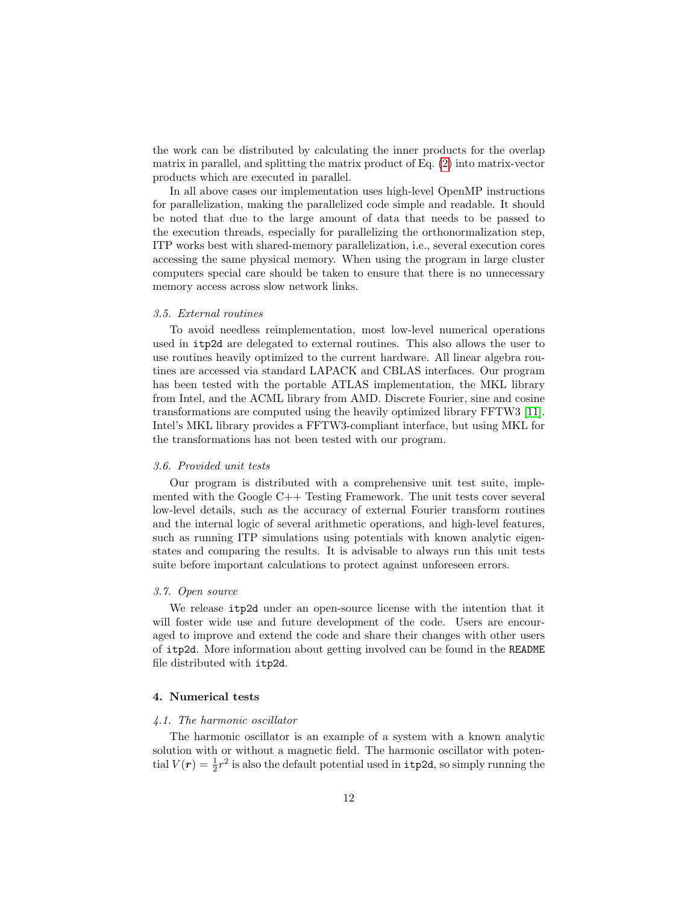the work can be distributed by calculating the inner products for the overlap matrix in parallel, and splitting the matrix product of Eq. (2) into matrix-vector products which are executed in parallel.

In all above cases our implementation uses high-level OpenMP instructions for parallelization, making the parallelized code simple and readable. It should be noted that due to the large amount of data that needs to be passed to the execution threads, especially for parallelizing the orthonormalization step, ITP works best with shared-memory parallelization, i.e., several execution cores accessing the same physical memory. When using the program in large cluster computers special care should be taken to ensure that there is no unnecessary memory access across slow network links.

### *3.5. External routines*

To avoid needless reimplementation, most low-level numerical operations used in `itp2d` are delegated to external routines. This also allows the user to use routines heavily optimized to the current hardware. All linear algebra routines are accessed via standard LAPACK and CBLAS interfaces. Our program has been tested with the portable ATLAS implementation, the MKL library from Intel, and the ACML library from AMD. Discrete Fourier, sine and cosine transformations are computed using the heavily optimized library FFTW3 [11]. Intel's MKL library provides a FFTW3-compliant interface, but using MKL for the transformations has not been tested with our program.

### *3.6. Provided unit tests*

Our program is distributed with a comprehensive unit test suite, implemented with the Google C++ Testing Framework. The unit tests cover several low-level details, such as the accuracy of external Fourier transform routines and the internal logic of several arithmetic operations, and high-level features, such as running ITP simulations using potentials with known analytic eigenstates and comparing the results. It is advisable to always run this unit tests suite before important calculations to protect against unforeseen errors.

### *3.7. Open source*

We release `itp2d` under an open-source license with the intention that it will foster wide use and future development of the code. Users are encouraged to improve and extend the code and share their changes with other users of `itp2d`. More information about getting involved can be found in the `README` file distributed with `itp2d`.

## 4. Numerical tests

### *4.1. The harmonic oscillator*

The harmonic oscillator is an example of a system with a known analytic solution with or without a magnetic field. The harmonic oscillator with potential $V(\boldsymbol{r}) = \frac{1}{2}r^2$ is also the default potential used in `itp2d`, so simply running the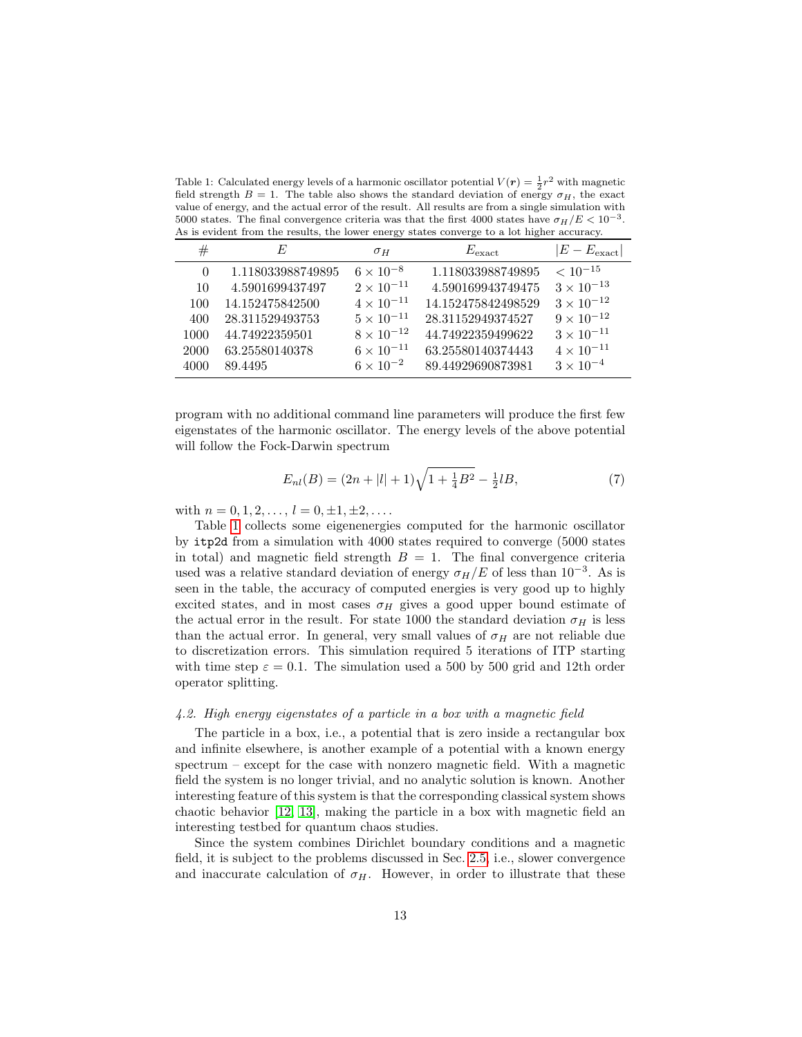Table 1: Calculated energy levels of a harmonic oscillator potential $V(\boldsymbol{r}) = \frac{1}{2}r^2$ with magnetic field strength $B = 1$. The table also shows the standard deviation of energy $\sigma_H$, the exact value of energy, and the actual error of the result. All results are from a single simulation with 5000 states. The final convergence criteria was that the first 4000 states have $\sigma_H/E < 10^{-3}$. As is evident from the results, the lower energy states converge to a lot higher accuracy.

| # | $E$ | $\sigma_H$ | $E_{\text{exact}}$ | $\lvert E - E_{\text{exact}}\rvert$ |
|---|---|---|---|---|
| 0 | 1.1180339887498​95 | $6 \times 10^{-8}$ | 1.118033988749895 | $< 10^{-15}$ |
| 10 | 4.5901699437497 | $2 \times 10^{-11}$ | 4.590169943749475 | $3 \times 10^{-13}$ |
| 100 | 14.152475842500 | $4 \times 10^{-11}$ | 14.152475842498529 | $3 \times 10^{-12}$ |
| 400 | 28.311529493753 | $5 \times 10^{-11}$ | 28.31152949374527 | $9 \times 10^{-12}$ |
| 1000 | 44.74922359501 | $8 \times 10^{-12}$ | 44.74922359499622 | $3 \times 10^{-11}$ |
| 2000 | 63.25580140378 | $6 \times 10^{-11}$ | 63.25580140374443 | $4 \times 10^{-11}$ |
| 4000 | 89.4495 | $6 \times 10^{-2}$ | 89.44929690873981 | $3 \times 10^{-4}$ |

program with no additional command line parameters will produce the first few eigenstates of the harmonic oscillator. The energy levels of the above potential will follow the Fock-Darwin spectrum

$$E_{nl}(B) = (2n + |l| + 1)\sqrt{1 + \tfrac{1}{4}B^2} - \tfrac{1}{2}lB, \tag{7}$$

with $n = 0, 1, 2, \ldots$, $l = 0, \pm 1, \pm 2, \ldots$.

Table 1 collects some eigenenergies computed for the harmonic oscillator by itp2d from a simulation with 4000 states required to converge (5000 states in total) and magnetic field strength $B = 1$. The final convergence criteria used was a relative standard deviation of energy $\sigma_H/E$ of less than $10^{-3}$. As is seen in the table, the accuracy of computed energies is very good up to highly excited states, and in most cases $\sigma_H$ gives a good upper bound estimate of the actual error in the result. For state 1000 the standard deviation $\sigma_H$ is less than the actual error. In general, very small values of $\sigma_H$ are not reliable due to discretization errors. This simulation required 5 iterations of ITP starting with time step $\varepsilon = 0.1$. The simulation used a 500 by 500 grid and 12th order operator splitting.

### *4.2. High energy eigenstates of a particle in a box with a magnetic field*

The particle in a box, i.e., a potential that is zero inside a rectangular box and infinite elsewhere, is another example of a potential with a known energy spectrum – except for the case with nonzero magnetic field. With a magnetic field the system is no longer trivial, and no analytic solution is known. Another interesting feature of this system is that the corresponding classical system shows chaotic behavior [12, 13], making the particle in a box with magnetic field an interesting testbed for quantum chaos studies.

Since the system combines Dirichlet boundary conditions and a magnetic field, it is subject to the problems discussed in Sec. 2.5, i.e., slower convergence and inaccurate calculation of $\sigma_H$. However, in order to illustrate that these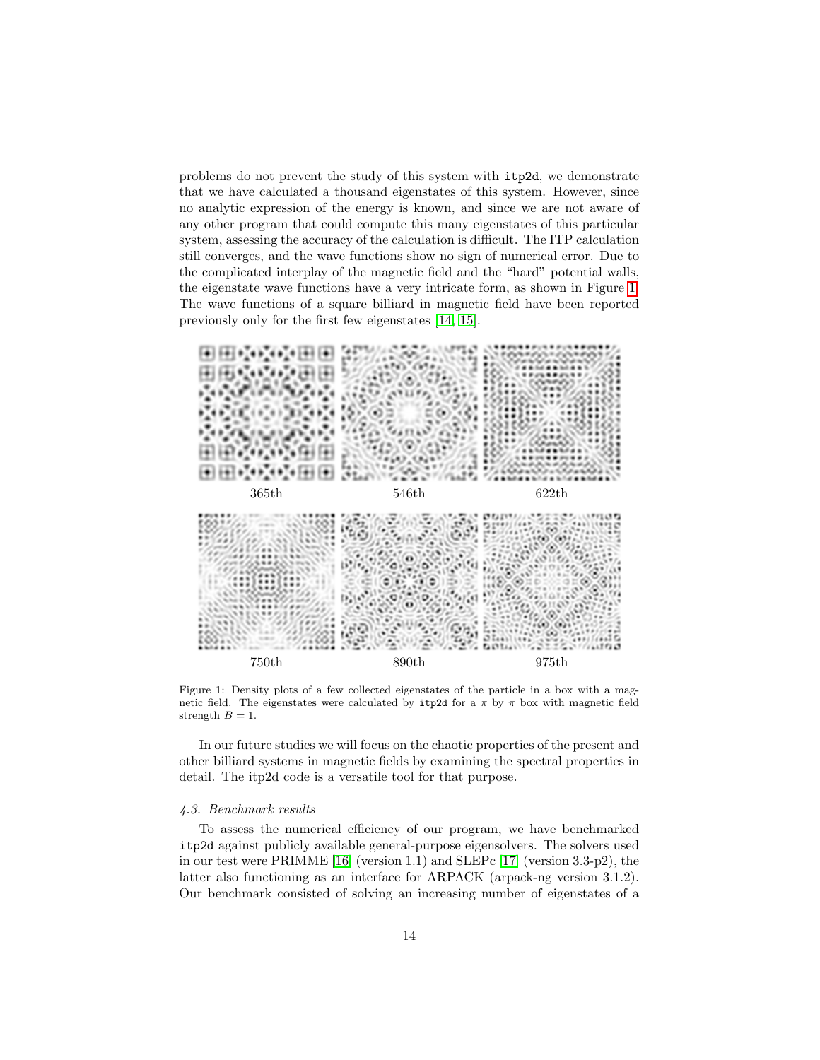problems do not prevent the study of this system with itp2d, we demonstrate that we have calculated a thousand eigenstates of this system. However, since no analytic expression of the energy is known, and since we are not aware of any other program that could compute this many eigenstates of this particular system, assessing the accuracy of the calculation is difficult. The ITP calculation still converges, and the wave functions show no sign of numerical error. Due to the complicated interplay of the magnetic field and the "hard" potential walls, the eigenstate wave functions have a very intricate form, as shown in Figure 1. The wave functions of a square billiard in magnetic field have been reported previously only for the first few eigenstates [14, 15].

365th 546th 622th

750th 890th 975th

Figure 1: Density plots of a few collected eigenstates of the particle in a box with a magnetic field. The eigenstates were calculated by itp2d for a $\pi$ by $\pi$ box with magnetic field strength $B = 1$.

In our future studies we will focus on the chaotic properties of the present and other billiard systems in magnetic fields by examining the spectral properties in detail. The itp2d code is a versatile tool for that purpose.

### *4.3. Benchmark results*

To assess the numerical efficiency of our program, we have benchmarked itp2d against publicly available general-purpose eigensolvers. The solvers used in our test were PRIMME [16] (version 1.1) and SLEPc [17] (version 3.3-p2), the latter also functioning as an interface for ARPACK (arpack-ng version 3.1.2). Our benchmark consisted of solving an increasing number of eigenstates of a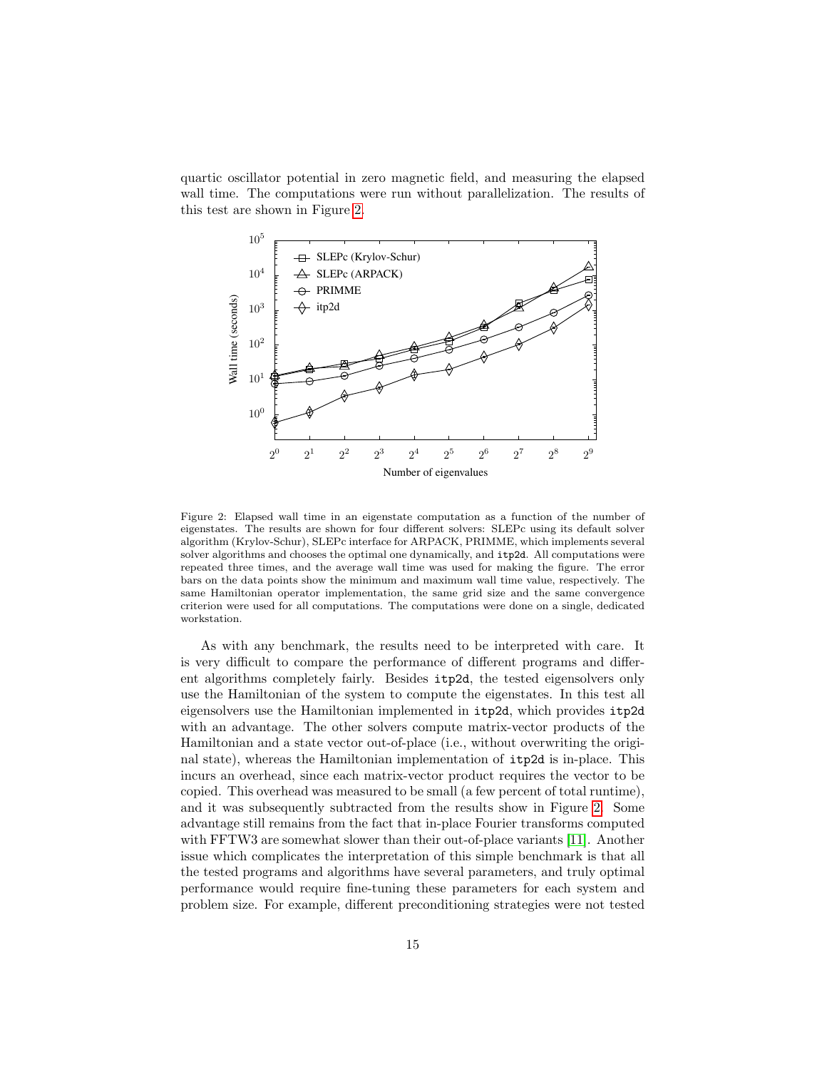quartic oscillator potential in zero magnetic field, and measuring the elapsed wall time. The computations were run without parallelization. The results of this test are shown in Figure 2.

Figure 2: Elapsed wall time in an eigenstate computation as a function of the number of eigenstates. The results are shown for four different solvers: SLEPc using its default solver algorithm (Krylov-Schur), SLEPc interface for ARPACK, PRIMME, which implements several solver algorithms and chooses the optimal one dynamically, and `itp2d`. All computations were repeated three times, and the average wall time was used for making the figure. The error bars on the data points show the minimum and maximum wall time value, respectively. The same Hamiltonian operator implementation, the same grid size and the same convergence criterion were used for all computations. The computations were done on a single, dedicated workstation.

As with any benchmark, the results need to be interpreted with care. It is very difficult to compare the performance of different programs and different algorithms completely fairly. Besides `itp2d`, the tested eigensolvers only use the Hamiltonian of the system to compute the eigenstates. In this test all eigensolvers use the Hamiltonian implemented in `itp2d`, which provides `itp2d` with an advantage. The other solvers compute matrix-vector products of the Hamiltonian and a state vector out-of-place (i.e., without overwriting the original state), whereas the Hamiltonian implementation of `itp2d` is in-place. This incurs an overhead, since each matrix-vector product requires the vector to be copied. This overhead was measured to be small (a few percent of total runtime), and it was subsequently subtracted from the results show in Figure 2. Some advantage still remains from the fact that in-place Fourier transforms computed with FFTW3 are somewhat slower than their out-of-place variants [11]. Another issue which complicates the interpretation of this simple benchmark is that all the tested programs and algorithms have several parameters, and truly optimal performance would require fine-tuning these parameters for each system and problem size. For example, different preconditioning strategies were not tested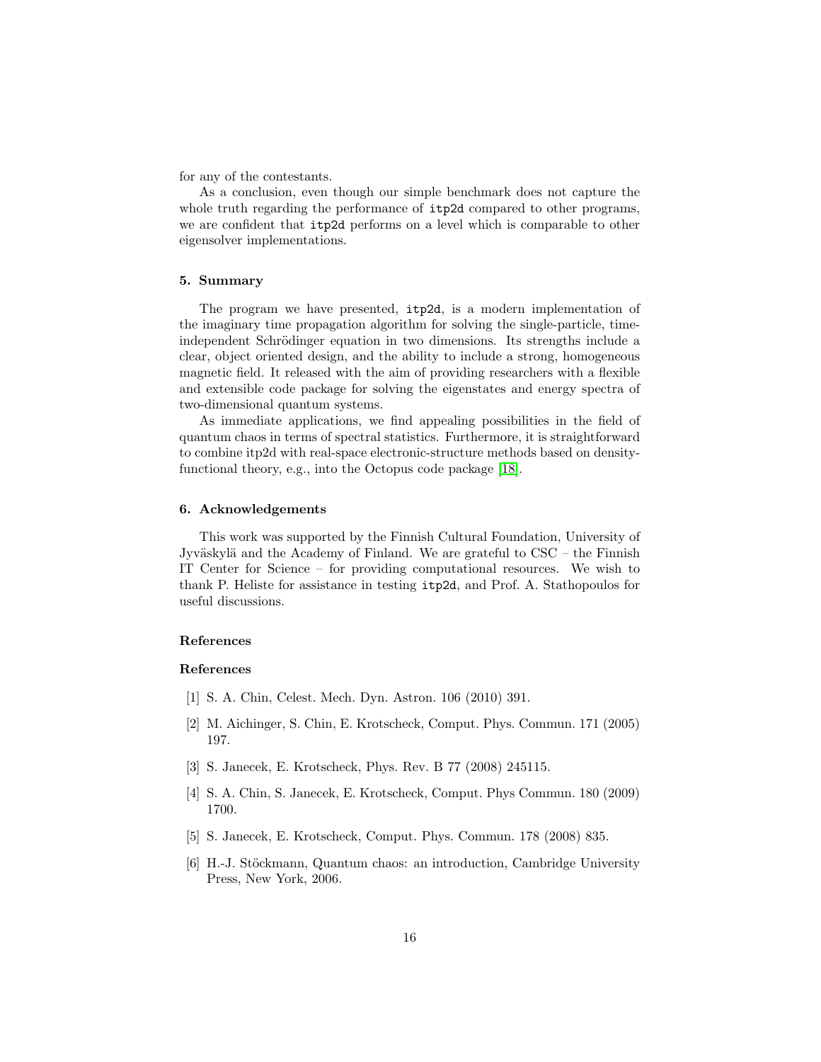for any of the contestants.

As a conclusion, even though our simple benchmark does not capture the whole truth regarding the performance of itp2d compared to other programs, we are confident that itp2d performs on a level which is comparable to other eigensolver implementations.

## 5. Summary

The program we have presented, itp2d, is a modern implementation of the imaginary time propagation algorithm for solving the single-particle, time-independent Schrödinger equation in two dimensions. Its strengths include a clear, object oriented design, and the ability to include a strong, homogeneous magnetic field. It released with the aim of providing researchers with a flexible and extensible code package for solving the eigenstates and energy spectra of two-dimensional quantum systems.

As immediate applications, we find appealing possibilities in the field of quantum chaos in terms of spectral statistics. Furthermore, it is straightforward to combine itp2d with real-space electronic-structure methods based on density-functional theory, e.g., into the Octopus code package [18].

## 6. Acknowledgements

This work was supported by the Finnish Cultural Foundation, University of Jyväskylä and the Academy of Finland. We are grateful to CSC – the Finnish IT Center for Science – for providing computational resources. We wish to thank P. Heliste for assistance in testing itp2d, and Prof. A. Stathopoulos for useful discussions.

## References

## References

[1] S. A. Chin, Celest. Mech. Dyn. Astron. 106 (2010) 391.

[2] M. Aichinger, S. Chin, E. Krotscheck, Comput. Phys. Commun. 171 (2005) 197.

[3] S. Janecek, E. Krotscheck, Phys. Rev. B 77 (2008) 245115.

[4] S. A. Chin, S. Janecek, E. Krotscheck, Comput. Phys Commun. 180 (2009) 1700.

[5] S. Janecek, E. Krotscheck, Comput. Phys. Commun. 178 (2008) 835.

[6] H.-J. Stöckmann, Quantum chaos: an introduction, Cambridge University Press, New York, 2006.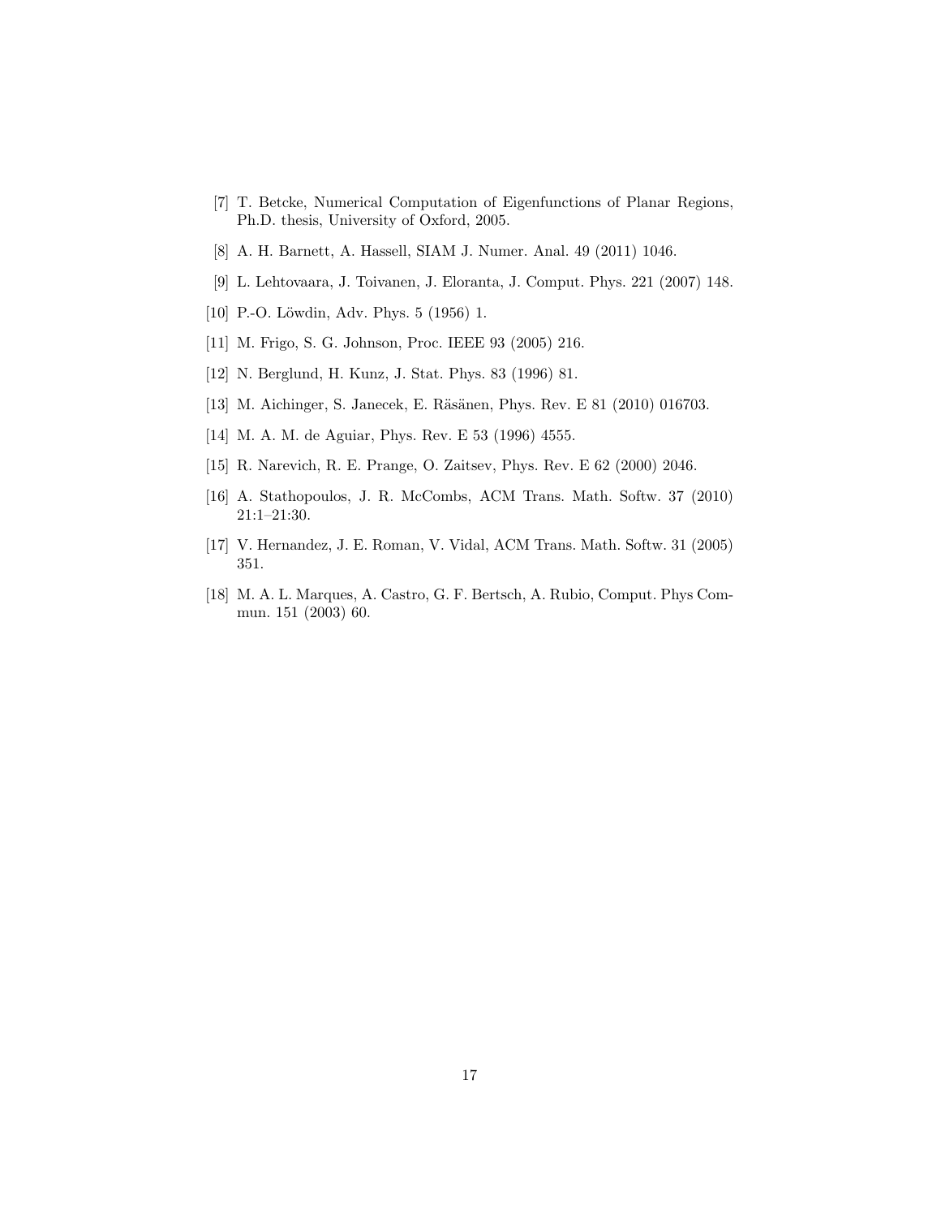[7] T. Betcke, Numerical Computation of Eigenfunctions of Planar Regions, Ph.D. thesis, University of Oxford, 2005.

[8] A. H. Barnett, A. Hassell, SIAM J. Numer. Anal. 49 (2011) 1046.

[9] L. Lehtovaara, J. Toivanen, J. Eloranta, J. Comput. Phys. 221 (2007) 148.

[10] P.-O. Löwdin, Adv. Phys. 5 (1956) 1.

[11] M. Frigo, S. G. Johnson, Proc. IEEE 93 (2005) 216.

[12] N. Berglund, H. Kunz, J. Stat. Phys. 83 (1996) 81.

[13] M. Aichinger, S. Janecek, E. Räsänen, Phys. Rev. E 81 (2010) 016703.

[14] M. A. M. de Aguiar, Phys. Rev. E 53 (1996) 4555.

[15] R. Narevich, R. E. Prange, O. Zaitsev, Phys. Rev. E 62 (2000) 2046.

[16] A. Stathopoulos, J. R. McCombs, ACM Trans. Math. Softw. 37 (2010) 21:1–21:30.

[17] V. Hernandez, J. E. Roman, V. Vidal, ACM Trans. Math. Softw. 31 (2005) 351.

[18] M. A. L. Marques, A. Castro, G. F. Bertsch, A. Rubio, Comput. Phys Commun. 151 (2003) 60.